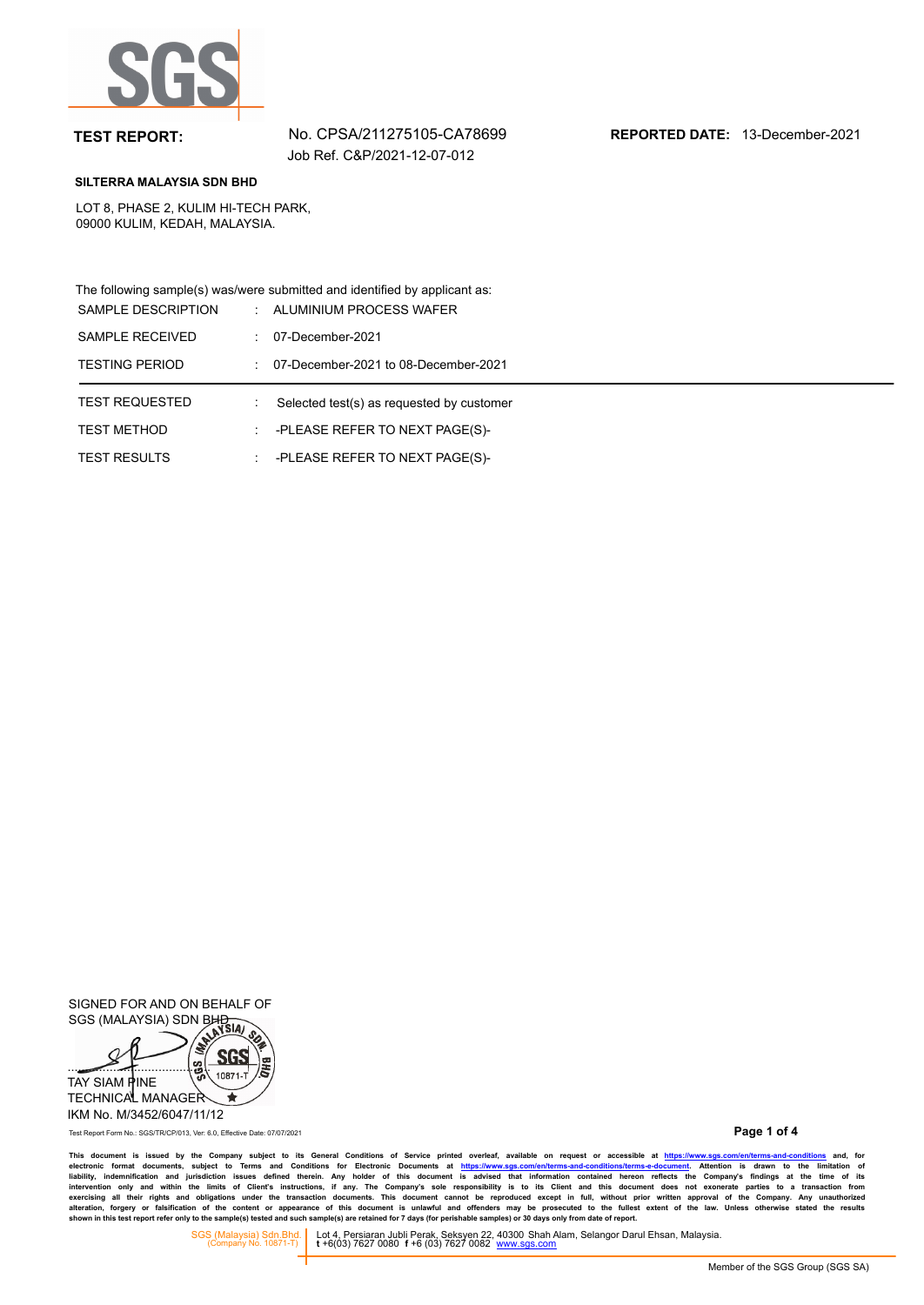**TEST REPORT:** No. CPSA/211275105-CA78699
Job Ref. C&P/2021-12-07-012

**REPORTED DATE:** 13-December-2021

**SILTERRA MALAYSIA SDN BHD**

LOT 8, PHASE 2, KULIM HI-TECH PARK,
09000 KULIM, KEDAH, MALAYSIA.

The following sample(s) was/were submitted and identified by applicant as:

| | | |
|---|---|---|
| SAMPLE DESCRIPTION | : | ALUMINIUM PROCESS WAFER |
| SAMPLE RECEIVED | : | 07-December-2021 |
| TESTING PERIOD | : | 07-December-2021 to 08-December-2021 |

| | | |
|---|---|---|
| TEST REQUESTED | : | Selected test(s) as requested by customer |
| TEST METHOD | : | -PLEASE REFER TO NEXT PAGE(S)- |
| TEST RESULTS | : | -PLEASE REFER TO NEXT PAGE(S)- |

SIGNED FOR AND ON BEHALF OF
SGS (MALAYSIA) SDN BHD

TAY SIAM PINE
TECHNICAL MANAGER
IKM No. M/3452/6047/11/12

Test Report Form No.: SGS/TR/CP/013, Ver: 6.0, Effective Date: 07/07/2021

**This document is issued by the Company subject to its General Conditions of Service printed overleaf, available on request or accessible at https://www.sgs.com/en/terms-and-conditions and, for electronic format documents, subject to Terms and Conditions for Electronic Documents at https://www.sgs.com/en/terms-and-conditions/terms-e-document. Attention is drawn to the limitation of liability, indemnification and jurisdiction issues defined therein. Any holder of this document is advised that information contained hereon reflects the Company's findings at the time of its intervention only and within the limits of Client's instructions, if any. The Company's sole responsibility is to its Client and this document does not exonerate parties to a transaction from exercising all their rights and obligations under the transaction documents. This document cannot be reproduced except in full, without prior written approval of the Company. Any unauthorized alteration, forgery or falsification of the content or appearance of this document is unlawful and offenders may be prosecuted to the fullest extent of the law. Unless otherwise stated the results shown in this test report refer only to the sample(s) tested and such sample(s) are retained for 7 days (for perishable samples) or 30 days only from date of report.**

SGS (Malaysia) Sdn.Bhd. (Company No. 10871-T) | Lot 4, Persiaran Jubli Perak, Seksyen 22, 40300 Shah Alam, Selangor Darul Ehsan, Malaysia. t +6(03) 7627 0080 f +6 (03) 7627 0082 www.sgs.com

Member of the SGS Group (SGS SA)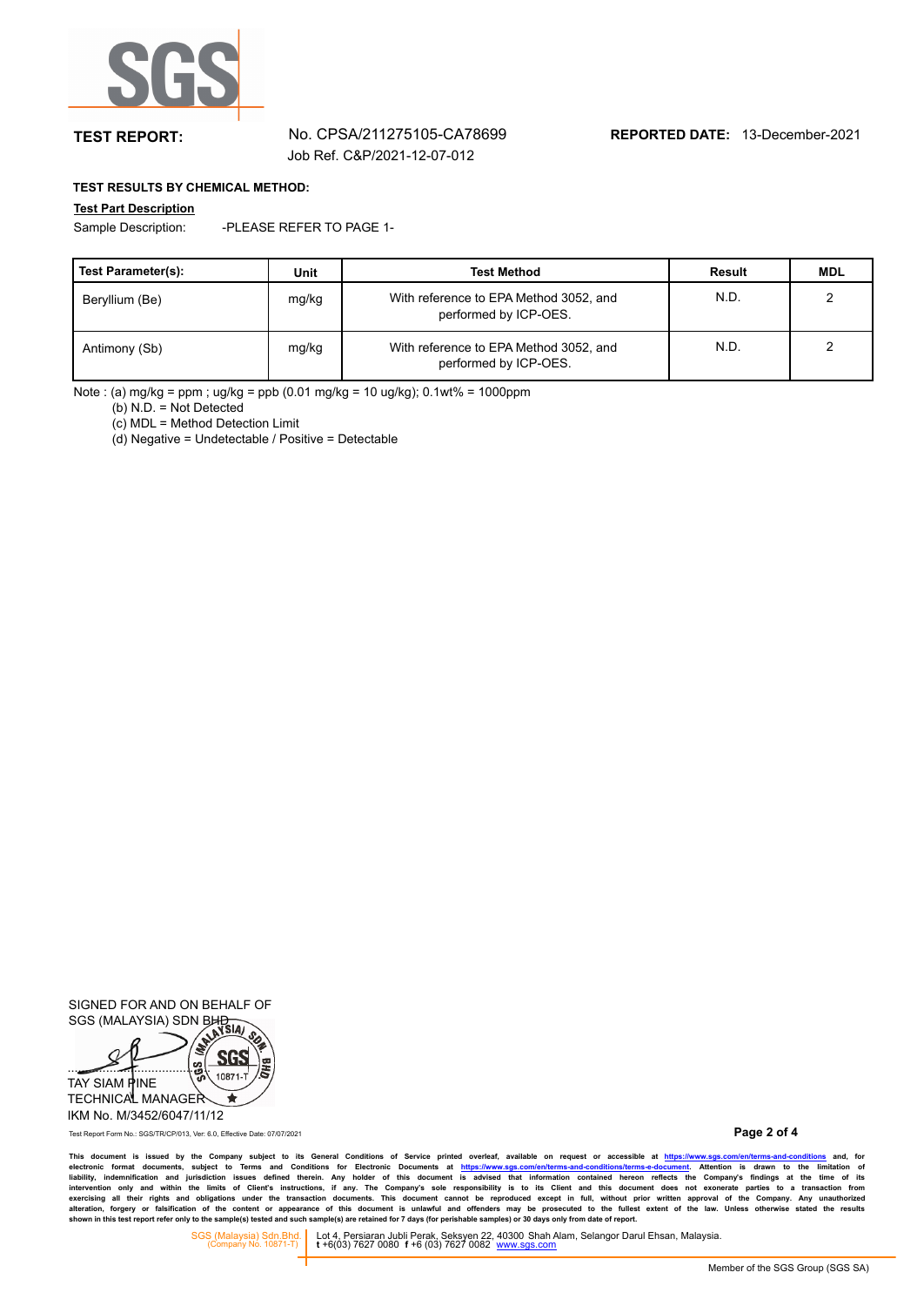**TEST REPORT:** No. CPSA/211275105-CA78699 **REPORTED DATE:** 13-December-2021

Job Ref. C&P/2021-12-07-012

**TEST RESULTS BY CHEMICAL METHOD:**

**Test Part Description**

Sample Description: -PLEASE REFER TO PAGE 1-

| Test Parameter(s): | Unit | Test Method | Result | MDL |
|---|---|---|---|---|
| Beryllium (Be) | mg/kg | With reference to EPA Method 3052, and performed by ICP-OES. | N.D. | 2 |
| Antimony (Sb) | mg/kg | With reference to EPA Method 3052, and performed by ICP-OES. | N.D. | 2 |

Note : (a) mg/kg = ppm ; ug/kg = ppb (0.01 mg/kg = 10 ug/kg); 0.1wt% = 1000ppm

(b) N.D. = Not Detected

(c) MDL = Method Detection Limit

(d) Negative = Undetectable / Positive = Detectable

SIGNED FOR AND ON BEHALF OF
SGS (MALAYSIA) SDN BHD

TAY SIAM PINE
TECHNICAL MANAGER
IKM No. M/3452/6047/11/12

Test Report Form No.: SGS/TR/CP/013, Ver: 6.0, Effective Date: 07/07/2021

This document is issued by the Company subject to its General Conditions of Service printed overleaf, available on request or accessible at https://www.sgs.com/en/terms-and-conditions and, for electronic format documents, subject to Terms and Conditions for Electronic Documents at https://www.sgs.com/en/terms-and-conditions/terms-e-document. Attention is drawn to the limitation of liability, indemnification and jurisdiction issues defined therein. Any holder of this document is advised that information contained hereon reflects the Company's findings at the time of its intervention only and within the limits of Client's instructions, if any. The Company's sole responsibility is to its Client and this document does not exonerate parties to a transaction from exercising all their rights and obligations under the transaction documents. This document cannot be reproduced except in full, without prior written approval of the Company. Any unauthorized alteration, forgery or falsification of the content or appearance of this document is unlawful and offenders may be prosecuted to the fullest extent of the law. Unless otherwise stated the results shown in this test report refer only to the sample(s) tested and such sample(s) are retained for 7 days (for perishable samples) or 30 days only from date of report.

SGS (Malaysia) Sdn.Bhd. (Company No. 10871-T) | Lot 4, Persiaran Jubli Perak, Seksyen 22, 40300 Shah Alam, Selangor Darul Ehsan, Malaysia. t +6(03) 7627 0080 f +6 (03) 7627 0082 www.sgs.com

Member of the SGS Group (SGS SA)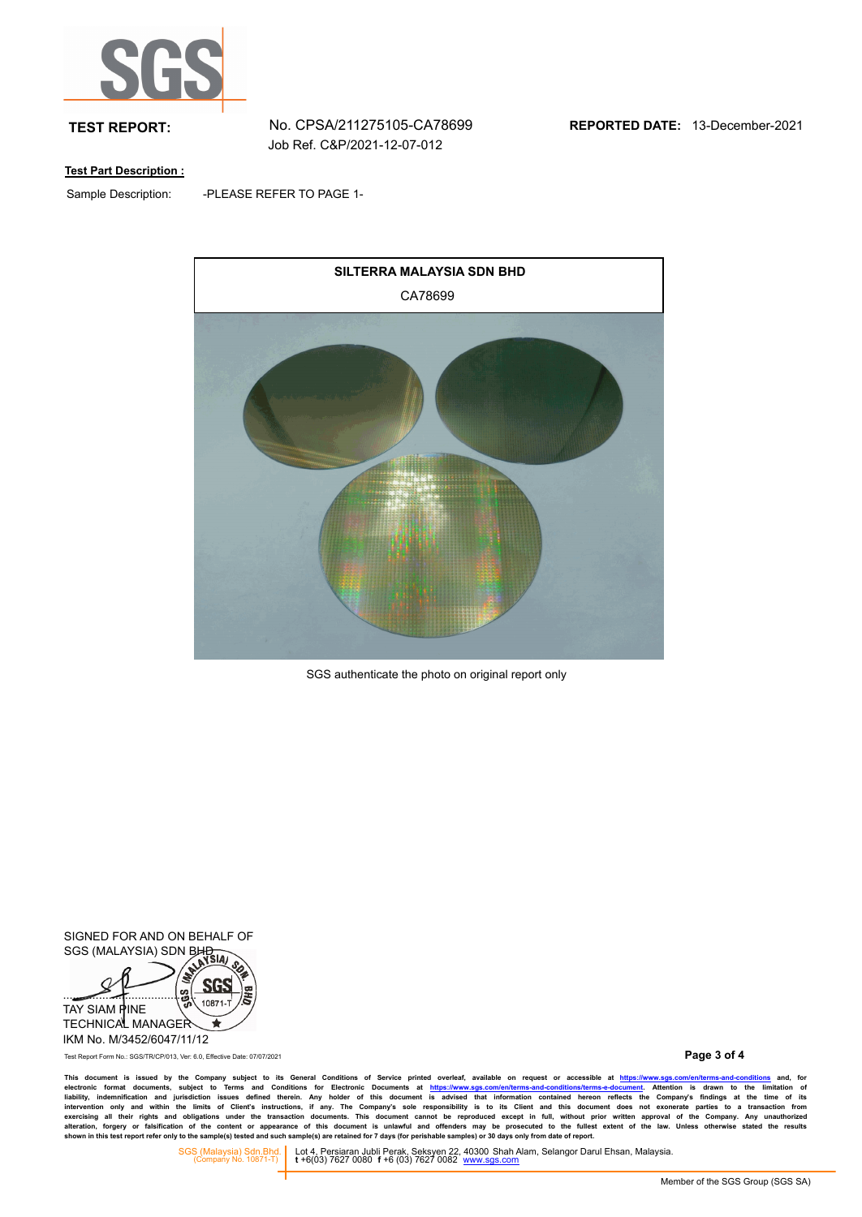**TEST REPORT:** No. CPSA/211275105-CA78699 **REPORTED DATE:** 13-December-2021

Job Ref. C&P/2021-12-07-012

**Test Part Description :**

Sample Description: -PLEASE REFER TO PAGE 1-

| SILTERRA MALAYSIA SDN BHD |
|---|
| CA78699 |

SGS authenticate the photo on original report only

SIGNED FOR AND ON BEHALF OF
SGS (MALAYSIA) SDN BHD

TAY SIAM PINE
TECHNICAL MANAGER
IKM No. M/3452/6047/11/12

Test Report Form No.: SGS/TR/CP/013, Ver: 6.0, Effective Date: 07/07/2021

This document is issued by the Company subject to its General Conditions of Service printed overleaf, available on request or accessible at https://www.sgs.com/en/terms-and-conditions and, for electronic format documents, subject to Terms and Conditions for Electronic Documents at https://www.sgs.com/en/terms-and-conditions/terms-e-document. Attention is drawn to the limitation of liability, indemnification and jurisdiction issues defined therein. Any holder of this document is advised that information contained hereon reflects the Company's findings at the time of its intervention only and within the limits of Client's instructions, if any. The Company's sole responsibility is to its Client and this document does not exonerate parties to a transaction from exercising all their rights and obligations under the transaction documents. This document cannot be reproduced except in full, without prior written approval of the Company. Any unauthorized alteration, forgery or falsification of the content or appearance of this document is unlawful and offenders may be prosecuted to the fullest extent of the law. Unless otherwise stated the results shown in this test report refer only to the sample(s) tested and such sample(s) are retained for 7 days (for perishable samples) or 30 days only from date of report.

SGS (Malaysia) Sdn.Bhd. (Company No. 10871-T) | Lot 4, Persiaran Jubli Perak, Seksyen 22, 40300 Shah Alam, Selangor Darul Ehsan, Malaysia. t +6(03) 7627 0080 f +6 (03) 7627 0082 www.sgs.com

Member of the SGS Group (SGS SA)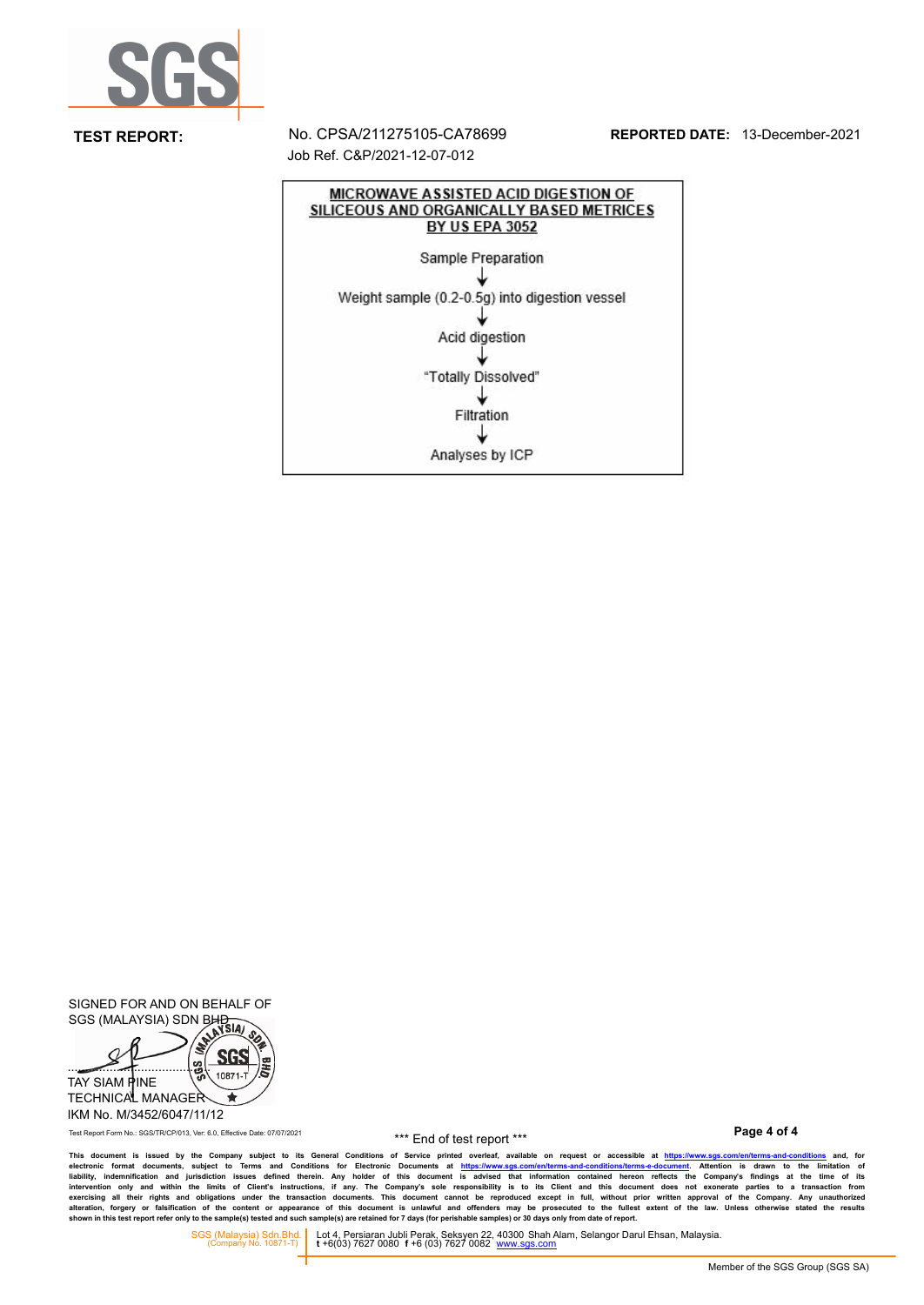**TEST REPORT:** No. CPSA/211275105-CA78699 **REPORTED DATE:** 13-December-2021

Job Ref. C&P/2021-12-07-012

**MICROWAVE ASSISTED ACID DIGESTION OF SILICEOUS AND ORGANICALLY BASED METRICES BY US EPA 3052**

Sample Preparation

↓

Weight sample (0.2-0.5g) into digestion vessel

↓

Acid digestion

↓

"Totally Dissolved"

↓

Filtration

↓

Analyses by ICP

SIGNED FOR AND ON BEHALF OF
SGS (MALAYSIA) SDN BHD

TAY SIAM PINE
TECHNICAL MANAGER
IKM No. M/3452/6047/11/12

Test Report Form No.: SGS/TR/CP/013, Ver: 6.0, Effective Date: 07/07/2021

*** End of test report ***

This document is issued by the Company subject to its General Conditions of Service printed overleaf, available on request or accessible at https://www.sgs.com/en/terms-and-conditions and, for electronic format documents, subject to Terms and Conditions for Electronic Documents at https://www.sgs.com/en/terms-and-conditions/terms-e-document. Attention is drawn to the limitation of liability, indemnification and jurisdiction issues defined therein. Any holder of this document is advised that information contained hereon reflects the Company's findings at the time of its intervention only and within the limits of Client's instructions, if any. The Company's sole responsibility is to its Client and this document does not exonerate parties to a transaction from exercising all their rights and obligations under the transaction documents. This document cannot be reproduced except in full, without prior written approval of the Company. Any unauthorized alteration, forgery or falsification of the content or appearance of this document is unlawful and offenders may be prosecuted to the fullest extent of the law. Unless otherwise stated the results shown in this test report refer only to the sample(s) tested and such sample(s) are retained for 7 days (for perishable samples) or 30 days only from date of report.

SGS (Malaysia) Sdn.Bhd. (Company No. 10871-T) | Lot 4, Persiaran Jubli Perak, Seksyen 22, 40300 Shah Alam, Selangor Darul Ehsan, Malaysia. t +6(03) 7627 0080 f +6 (03) 7627 0082 www.sgs.com

Member of the SGS Group (SGS SA)